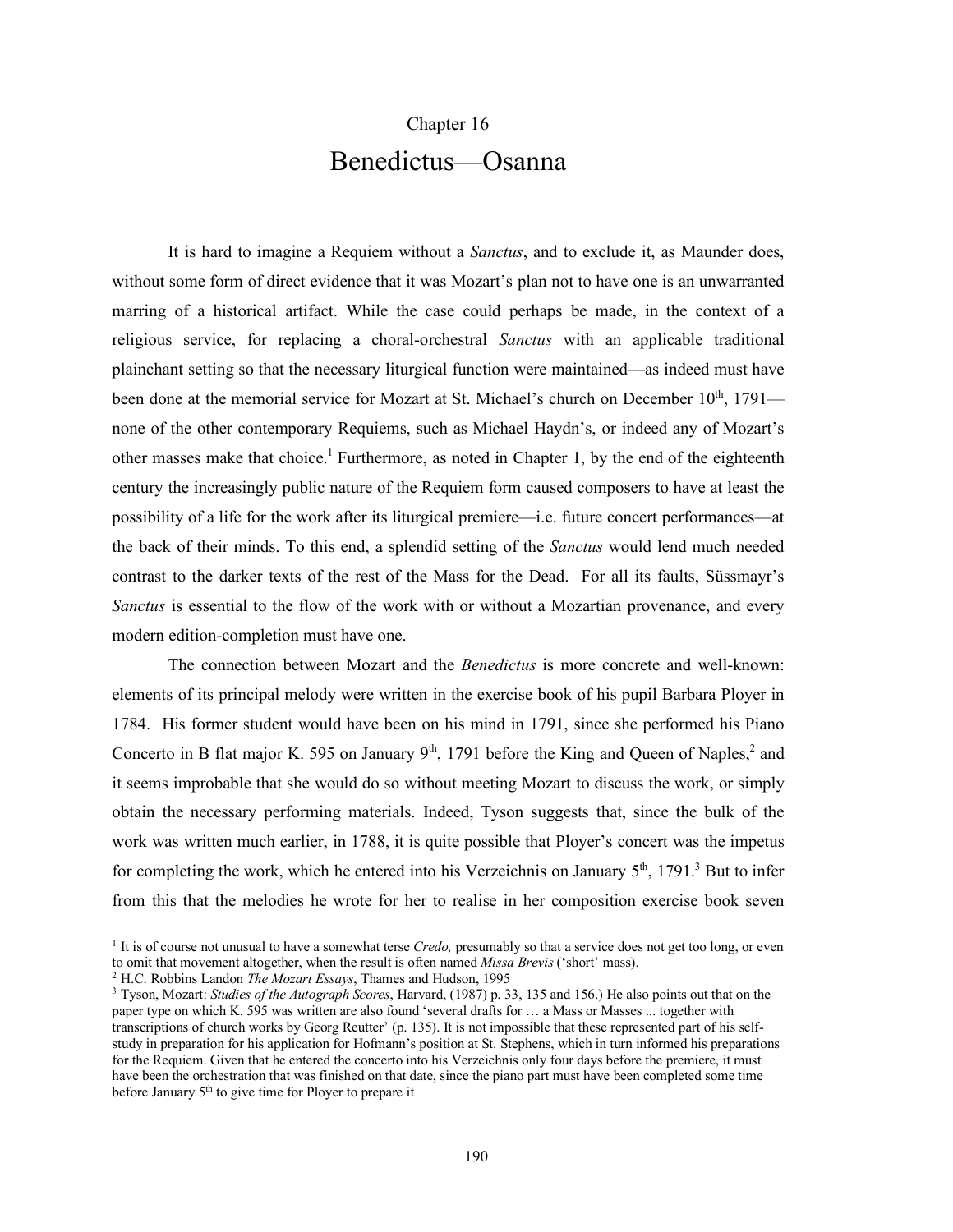Chapter 16

# Benedictus—Osanna

It is hard to imagine a Requiem without a *Sanctus*, and to exclude it, as Maunder does, without some form of direct evidence that it was Mozart's plan not to have one is an unwarranted marring of a historical artifact. While the case could perhaps be made, in the context of a religious service, for replacing a choral-orchestral *Sanctus* with an applicable traditional plainchant setting so that the necessary liturgical function were maintained—as indeed must have been done at the memorial service for Mozart at St. Michael's church on December 10th, 1791—none of the other contemporary Requiems, such as Michael Haydn's, or indeed any of Mozart's other masses make that choice.[1] Furthermore, as noted in Chapter 1, by the end of the eighteenth century the increasingly public nature of the Requiem form caused composers to have at least the possibility of a life for the work after its liturgical premiere—i.e. future concert performances—at the back of their minds. To this end, a splendid setting of the *Sanctus* would lend much needed contrast to the darker texts of the rest of the Mass for the Dead. For all its faults, Süssmayr's *Sanctus* is essential to the flow of the work with or without a Mozartian provenance, and every modern edition-completion must have one.

The connection between Mozart and the *Benedictus* is more concrete and well-known: elements of its principal melody were written in the exercise book of his pupil Barbara Ployer in 1784. His former student would have been on his mind in 1791, since she performed his Piano Concerto in B flat major K. 595 on January 9th, 1791 before the King and Queen of Naples,[2] and it seems improbable that she would do so without meeting Mozart to discuss the work, or simply obtain the necessary performing materials. Indeed, Tyson suggests that, since the bulk of the work was written much earlier, in 1788, it is quite possible that Ployer's concert was the impetus for completing the work, which he entered into his Verzeichnis on January 5th, 1791.[3] But to infer from this that the melodies he wrote for her to realise in her composition exercise book seven

---

[1] It is of course not unusual to have a somewhat terse *Credo,* presumably so that a service does not get too long, or even to omit that movement altogether, when the result is often named *Missa Brevis* ('short' mass).

[2] H.C. Robbins Landon *The Mozart Essays*, Thames and Hudson, 1995

[3] Tyson, Mozart: *Studies of the Autograph Scores*, Harvard, (1987) p. 33, 135 and 156.) He also points out that on the paper type on which K. 595 was written are also found 'several drafts for … a Mass or Masses ... together with transcriptions of church works by Georg Reutter' (p. 135). It is not impossible that these represented part of his self-study in preparation for his application for Hofmann's position at St. Stephens, which in turn informed his preparations for the Requiem. Given that he entered the concerto into his Verzeichnis only four days before the premiere, it must have been the orchestration that was finished on that date, since the piano part must have been completed some time before January 5th to give time for Ployer to prepare it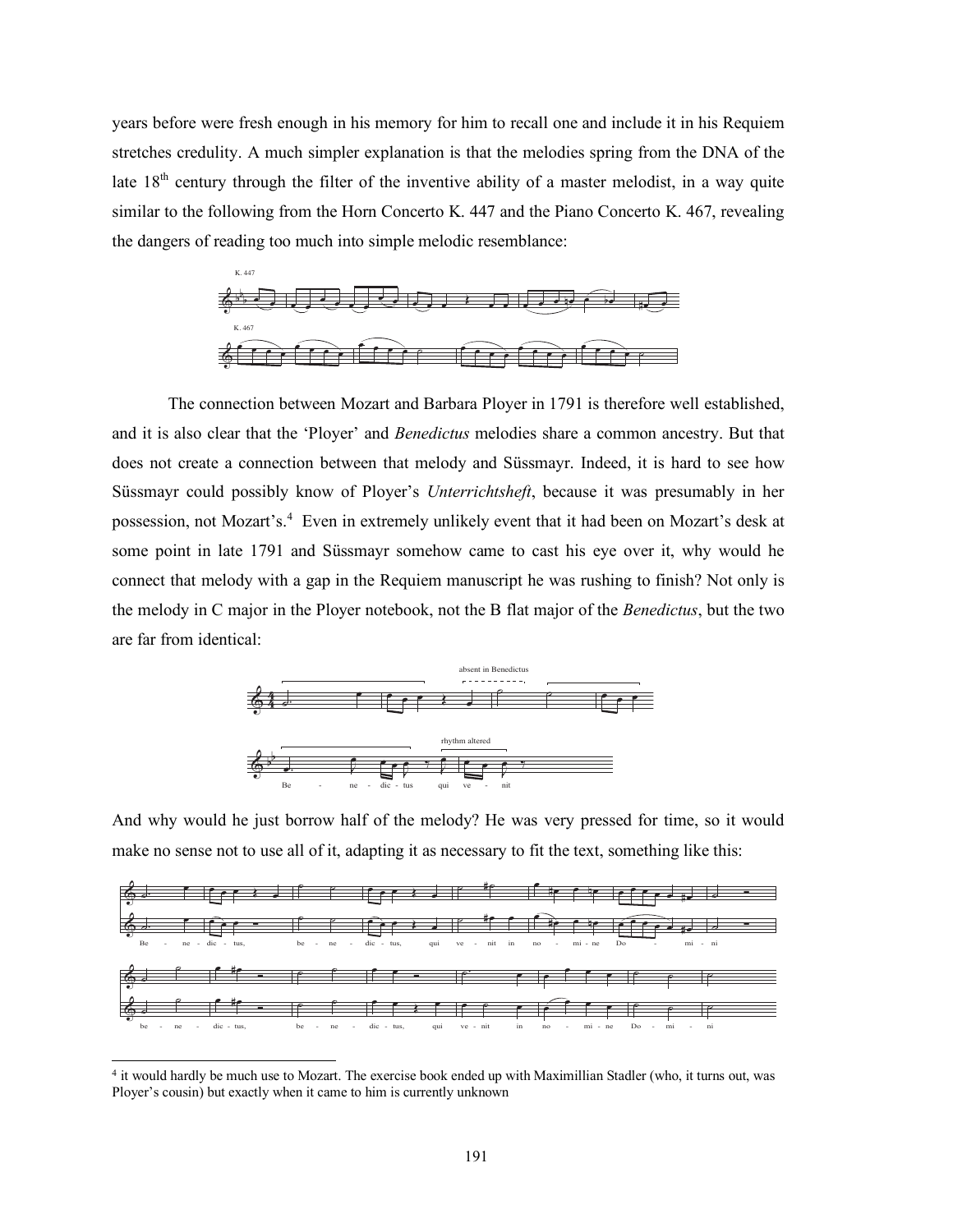years before were fresh enough in his memory for him to recall one and include it in his Requiem stretches credulity. A much simpler explanation is that the melodies spring from the DNA of the late 18th century through the filter of the inventive ability of a master melodist, in a way quite similar to the following from the Horn Concerto K. 447 and the Piano Concerto K. 467, revealing the dangers of reading too much into simple melodic resemblance:

The connection between Mozart and Barbara Ployer in 1791 is therefore well established, and it is also clear that the 'Ployer' and *Benedictus* melodies share a common ancestry. But that does not create a connection between that melody and Süssmayr. Indeed, it is hard to see how Süssmayr could possibly know of Ployer's *Unterrichtsheft*, because it was presumably in her possession, not Mozart's.[4] Even in extremely unlikely event that it had been on Mozart's desk at some point in late 1791 and Süssmayr somehow came to cast his eye over it, why would he connect that melody with a gap in the Requiem manuscript he was rushing to finish? Not only is the melody in C major in the Ployer notebook, not the B flat major of the *Benedictus*, but the two are far from identical:

And why would he just borrow half of the melody? He was very pressed for time, so it would make no sense not to use all of it, adapting it as necessary to fit the text, something like this:

---

[4] it would hardly be much use to Mozart. The exercise book ended up with Maximillian Stadler (who, it turns out, was Ployer's cousin) but exactly when it came to him is currently unknown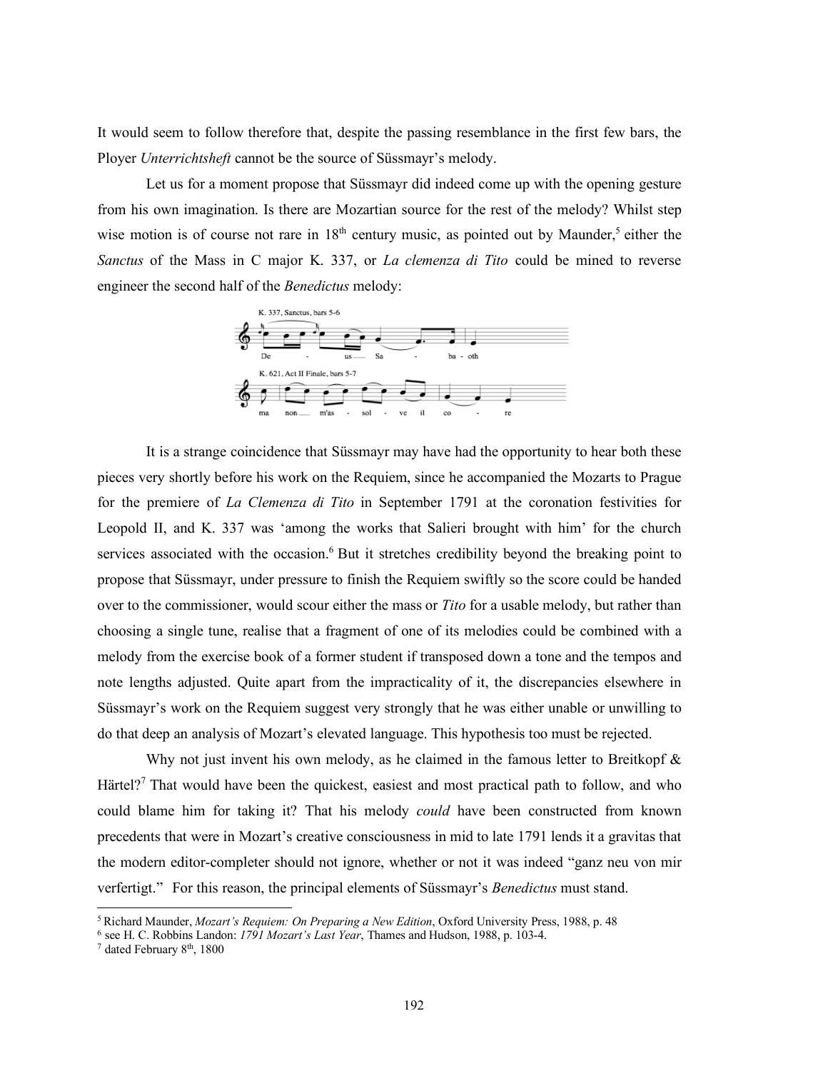It would seem to follow therefore that, despite the passing resemblance in the first few bars, the Ployer *Unterrichtsheft* cannot be the source of Süssmayr's melody.

Let us for a moment propose that Süssmayr did indeed come up with the opening gesture from his own imagination. Is there are Mozartian source for the rest of the melody? Whilst step wise motion is of course not rare in 18th century music, as pointed out by Maunder,[5] either the *Sanctus* of the Mass in C major K. 337, or *La clemenza di Tito* could be mined to reverse engineer the second half of the *Benedictus* melody:

K. 337, Sanctus, bars 5-6

K. 621, Act II Finale, bars 5-7

It is a strange coincidence that Süssmayr may have had the opportunity to hear both these pieces very shortly before his work on the Requiem, since he accompanied the Mozarts to Prague for the premiere of *La Clemenza di Tito* in September 1791 at the coronation festivities for Leopold II, and K. 337 was 'among the works that Salieri brought with him' for the church services associated with the occasion.[6] But it stretches credibility beyond the breaking point to propose that Süssmayr, under pressure to finish the Requiem swiftly so the score could be handed over to the commissioner, would scour either the mass or *Tito* for a usable melody, but rather than choosing a single tune, realise that a fragment of one of its melodies could be combined with a melody from the exercise book of a former student if transposed down a tone and the tempos and note lengths adjusted. Quite apart from the impracticality of it, the discrepancies elsewhere in Süssmayr's work on the Requiem suggest very strongly that he was either unable or unwilling to do that deep an analysis of Mozart's elevated language. This hypothesis too must be rejected.

Why not just invent his own melody, as he claimed in the famous letter to Breitkopf & Härtel?[7] That would have been the quickest, easiest and most practical path to follow, and who could blame him for taking it? That his melody *could* have been constructed from known precedents that were in Mozart's creative consciousness in mid to late 1791 lends it a gravitas that the modern editor-completer should not ignore, whether or not it was indeed "ganz neu von mir verfertigt." For this reason, the principal elements of Süssmayr's *Benedictus* must stand.

---

[5] Richard Maunder, *Mozart's Requiem: On Preparing a New Edition*, Oxford University Press, 1988, p. 48

[6] see H. C. Robbins Landon: *1791 Mozart's Last Year*, Thames and Hudson, 1988, p. 103-4.

[7] dated February 8th, 1800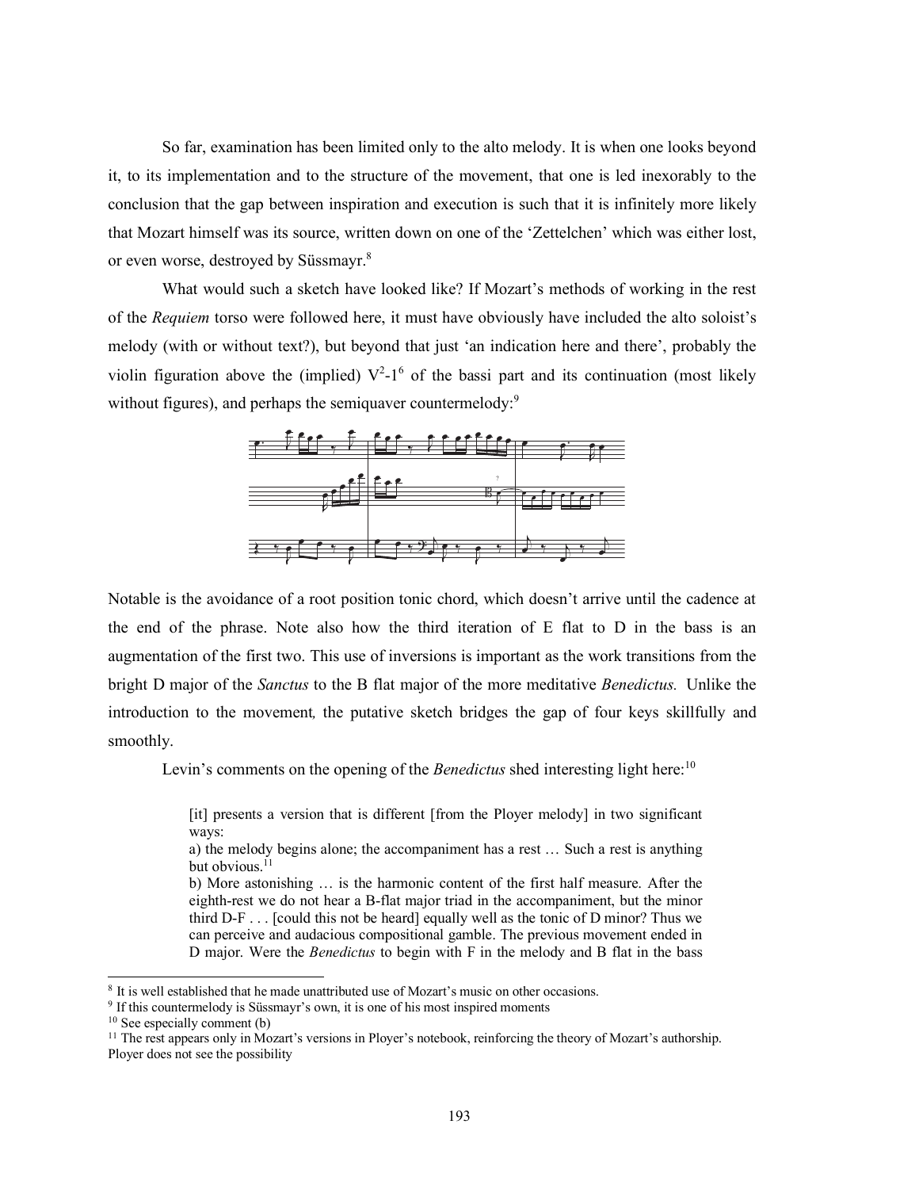So far, examination has been limited only to the alto melody. It is when one looks beyond it, to its implementation and to the structure of the movement, that one is led inexorably to the conclusion that the gap between inspiration and execution is such that it is infinitely more likely that Mozart himself was its source, written down on one of the 'Zettelchen' which was either lost, or even worse, destroyed by Süssmayr.[8]

What would such a sketch have looked like? If Mozart's methods of working in the rest of the *Requiem* torso were followed here, it must have obviously have included the alto soloist's melody (with or without text?), but beyond that just 'an indication here and there', probably the violin figuration above the (implied) $V^2$-$1^6$ of the bassi part and its continuation (most likely without figures), and perhaps the semiquaver countermelody:[9]

Notable is the avoidance of a root position tonic chord, which doesn't arrive until the cadence at the end of the phrase. Note also how the third iteration of E flat to D in the bass is an augmentation of the first two. This use of inversions is important as the work transitions from the bright D major of the *Sanctus* to the B flat major of the more meditative *Benedictus.* Unlike the introduction to the movement, the putative sketch bridges the gap of four keys skillfully and smoothly.

Levin's comments on the opening of the *Benedictus* shed interesting light here:[10]

> [it] presents a version that is different [from the Ployer melody] in two significant ways:
>
> a) the melody begins alone; the accompaniment has a rest … Such a rest is anything but obvious.[11]
>
> b) More astonishing … is the harmonic content of the first half measure. After the eighth-rest we do not hear a B-flat major triad in the accompaniment, but the minor third D-F . . . [could this not be heard] equally well as the tonic of D minor? Thus we can perceive and audacious compositional gamble. The previous movement ended in D major. Were the *Benedictus* to begin with F in the melody and B flat in the bass

---

[8] It is well established that he made unattributed use of Mozart's music on other occasions.

[9] If this countermelody is Süssmayr's own, it is one of his most inspired moments

[10] See especially comment (b)

[11] The rest appears only in Mozart's versions in Ployer's notebook, reinforcing the theory of Mozart's authorship. Ployer does not see the possibility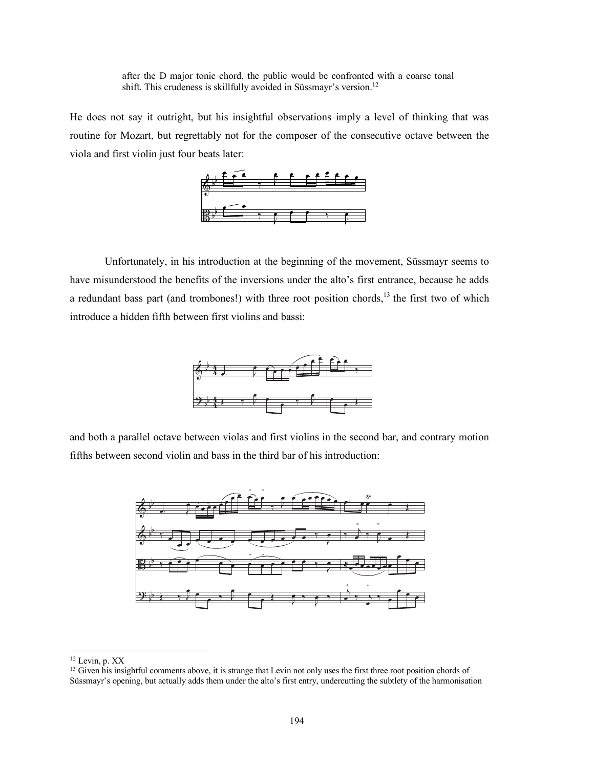> after the D major tonic chord, the public would be confronted with a coarse tonal shift. This crudeness is skillfully avoided in Süssmayr's version.[12]

He does not say it outright, but his insightful observations imply a level of thinking that was routine for Mozart, but regrettably not for the composer of the consecutive octave between the viola and first violin just four beats later:

Unfortunately, in his introduction at the beginning of the movement, Süssmayr seems to have misunderstood the benefits of the inversions under the alto's first entrance, because he adds a redundant bass part (and trombones!) with three root position chords,[13] the first two of which introduce a hidden fifth between first violins and bassi:

and both a parallel octave between violas and first violins in the second bar, and contrary motion fifths between second violin and bass in the third bar of his introduction:

---

[12] Levin, p. XX

[13] Given his insightful comments above, it is strange that Levin not only uses the first three root position chords of Süssmayr's opening, but actually adds them under the alto's first entry, undercutting the subtlety of the harmonisation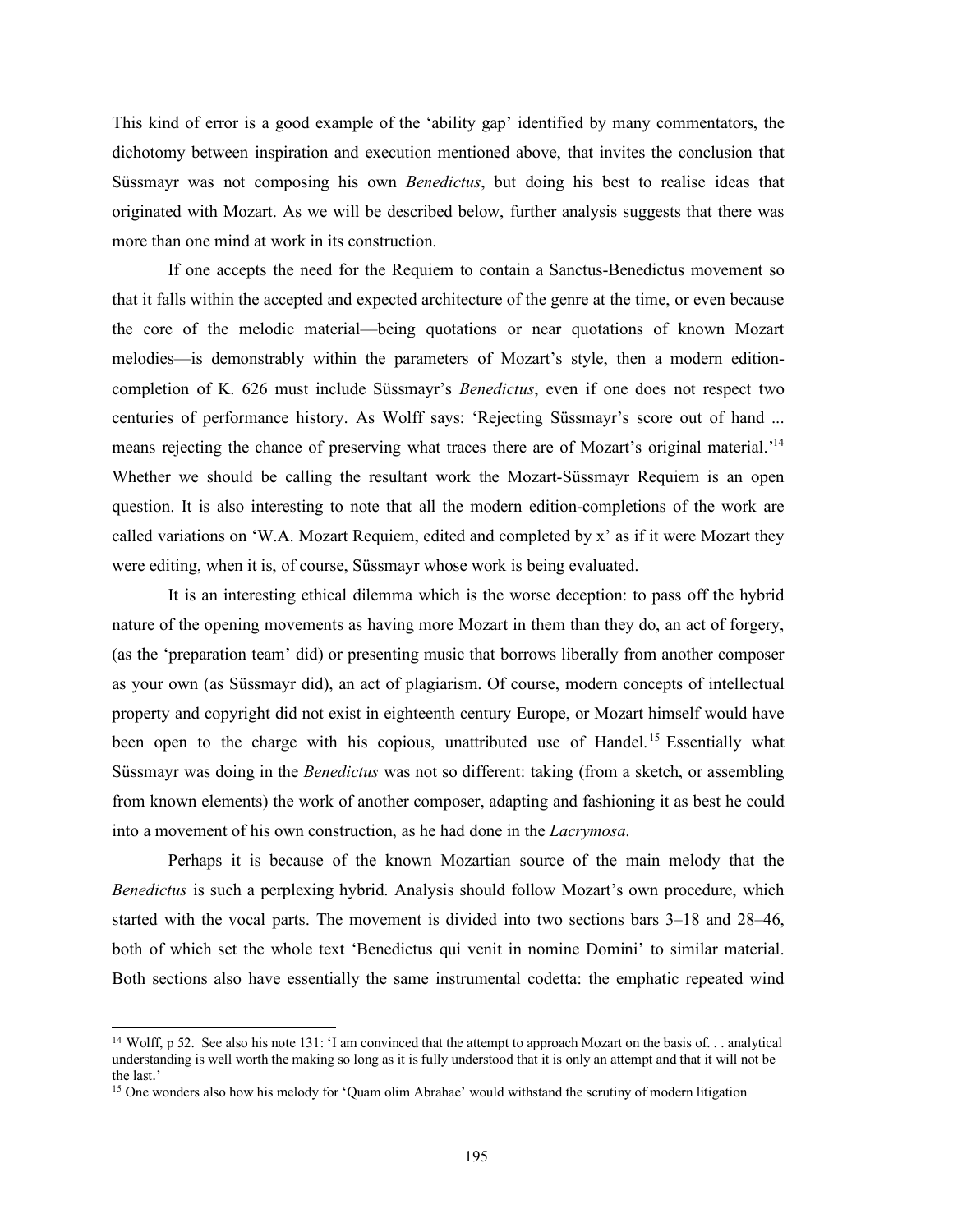This kind of error is a good example of the 'ability gap' identified by many commentators, the dichotomy between inspiration and execution mentioned above, that invites the conclusion that Süssmayr was not composing his own *Benedictus*, but doing his best to realise ideas that originated with Mozart. As we will be described below, further analysis suggests that there was more than one mind at work in its construction.

If one accepts the need for the Requiem to contain a Sanctus-Benedictus movement so that it falls within the accepted and expected architecture of the genre at the time, or even because the core of the melodic material—being quotations or near quotations of known Mozart melodies—is demonstrably within the parameters of Mozart's style, then a modern edition-completion of K. 626 must include Süssmayr's *Benedictus*, even if one does not respect two centuries of performance history. As Wolff says: 'Rejecting Süssmayr's score out of hand ... means rejecting the chance of preserving what traces there are of Mozart's original material.'[14] Whether we should be calling the resultant work the Mozart-Süssmayr Requiem is an open question. It is also interesting to note that all the modern edition-completions of the work are called variations on 'W.A. Mozart Requiem, edited and completed by x' as if it were Mozart they were editing, when it is, of course, Süssmayr whose work is being evaluated.

It is an interesting ethical dilemma which is the worse deception: to pass off the hybrid nature of the opening movements as having more Mozart in them than they do, an act of forgery, (as the 'preparation team' did) or presenting music that borrows liberally from another composer as your own (as Süssmayr did), an act of plagiarism. Of course, modern concepts of intellectual property and copyright did not exist in eighteenth century Europe, or Mozart himself would have been open to the charge with his copious, unattributed use of Handel.[15] Essentially what Süssmayr was doing in the *Benedictus* was not so different: taking (from a sketch, or assembling from known elements) the work of another composer, adapting and fashioning it as best he could into a movement of his own construction, as he had done in the *Lacrymosa*.

Perhaps it is because of the known Mozartian source of the main melody that the *Benedictus* is such a perplexing hybrid. Analysis should follow Mozart's own procedure, which started with the vocal parts. The movement is divided into two sections bars 3–18 and 28–46, both of which set the whole text 'Benedictus qui venit in nomine Domini' to similar material. Both sections also have essentially the same instrumental codetta: the emphatic repeated wind

---

[14] Wolff, p 52. See also his note 131: 'I am convinced that the attempt to approach Mozart on the basis of. . . analytical understanding is well worth the making so long as it is fully understood that it is only an attempt and that it will not be the last.'

[15] One wonders also how his melody for 'Quam olim Abrahae' would withstand the scrutiny of modern litigation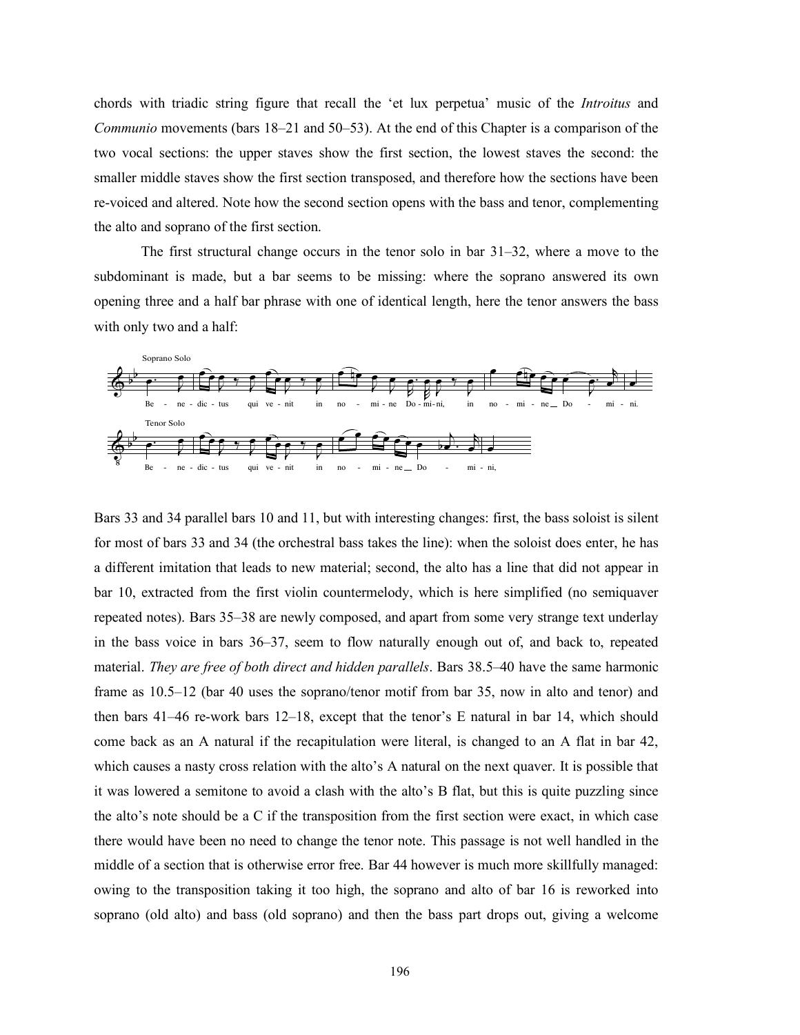chords with triadic string figure that recall the 'et lux perpetua' music of the *Introitus* and *Communio* movements (bars 18–21 and 50–53). At the end of this Chapter is a comparison of the two vocal sections: the upper staves show the first section, the lowest staves the second: the smaller middle staves show the first section transposed, and therefore how the sections have been re-voiced and altered. Note how the second section opens with the bass and tenor, complementing the alto and soprano of the first section.

The first structural change occurs in the tenor solo in bar 31–32, where a move to the subdominant is made, but a bar seems to be missing: where the soprano answered its own opening three and a half bar phrase with one of identical length, here the tenor answers the bass with only two and a half:

Soprano Solo

Be - ne - dic - tus qui ve - nit in no - mi - ne Do - mi - ni, in no - mi - ne Do - mi - ni.

Tenor Solo

Be - ne - dic - tus qui ve - nit in no - mi - ne Do - mi - ni,

Bars 33 and 34 parallel bars 10 and 11, but with interesting changes: first, the bass soloist is silent for most of bars 33 and 34 (the orchestral bass takes the line): when the soloist does enter, he has a different imitation that leads to new material; second, the alto has a line that did not appear in bar 10, extracted from the first violin countermelody, which is here simplified (no semiquaver repeated notes). Bars 35–38 are newly composed, and apart from some very strange text underlay in the bass voice in bars 36–37, seem to flow naturally enough out of, and back to, repeated material. *They are free of both direct and hidden parallels*. Bars 38.5–40 have the same harmonic frame as 10.5–12 (bar 40 uses the soprano/tenor motif from bar 35, now in alto and tenor) and then bars 41–46 re-work bars 12–18, except that the tenor's E natural in bar 14, which should come back as an A natural if the recapitulation were literal, is changed to an A flat in bar 42, which causes a nasty cross relation with the alto's A natural on the next quaver. It is possible that it was lowered a semitone to avoid a clash with the alto's B flat, but this is quite puzzling since the alto's note should be a C if the transposition from the first section were exact, in which case there would have been no need to change the tenor note. This passage is not well handled in the middle of a section that is otherwise error free. Bar 44 however is much more skillfully managed: owing to the transposition taking it too high, the soprano and alto of bar 16 is reworked into soprano (old alto) and bass (old soprano) and then the bass part drops out, giving a welcome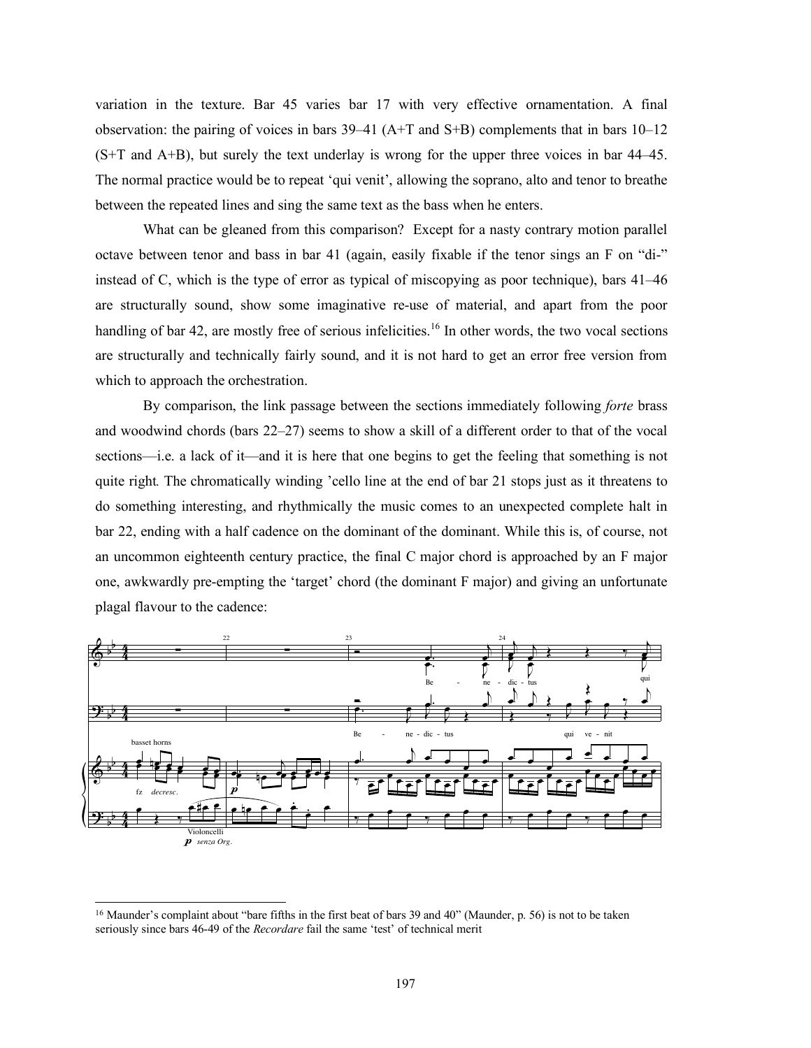variation in the texture. Bar 45 varies bar 17 with very effective ornamentation. A final observation: the pairing of voices in bars 39–41 (A+T and S+B) complements that in bars 10–12 (S+T and A+B), but surely the text underlay is wrong for the upper three voices in bar 44–45. The normal practice would be to repeat 'qui venit', allowing the soprano, alto and tenor to breathe between the repeated lines and sing the same text as the bass when he enters.

What can be gleaned from this comparison? Except for a nasty contrary motion parallel octave between tenor and bass in bar 41 (again, easily fixable if the tenor sings an F on "di-" instead of C, which is the type of error as typical of miscopying as poor technique), bars 41–46 are structurally sound, show some imaginative re-use of material, and apart from the poor handling of bar 42, are mostly free of serious infelicities.[16] In other words, the two vocal sections are structurally and technically fairly sound, and it is not hard to get an error free version from which to approach the orchestration.

By comparison, the link passage between the sections immediately following *forte* brass and woodwind chords (bars 22–27) seems to show a skill of a different order to that of the vocal sections—i.e. a lack of it—and it is here that one begins to get the feeling that something is not quite right*.* The chromatically winding 'cello line at the end of bar 21 stops just as it threatens to do something interesting, and rhythmically the music comes to an unexpected complete halt in bar 22, ending with a half cadence on the dominant of the dominant. While this is, of course, not an uncommon eighteenth century practice, the final C major chord is approached by an F major one, awkwardly pre-empting the 'target' chord (the dominant F major) and giving an unfortunate plagal flavour to the cadence:

---

[16] Maunder's complaint about "bare fifths in the first beat of bars 39 and 40" (Maunder, p. 56) is not to be taken seriously since bars 46-49 of the *Recordare* fail the same 'test' of technical merit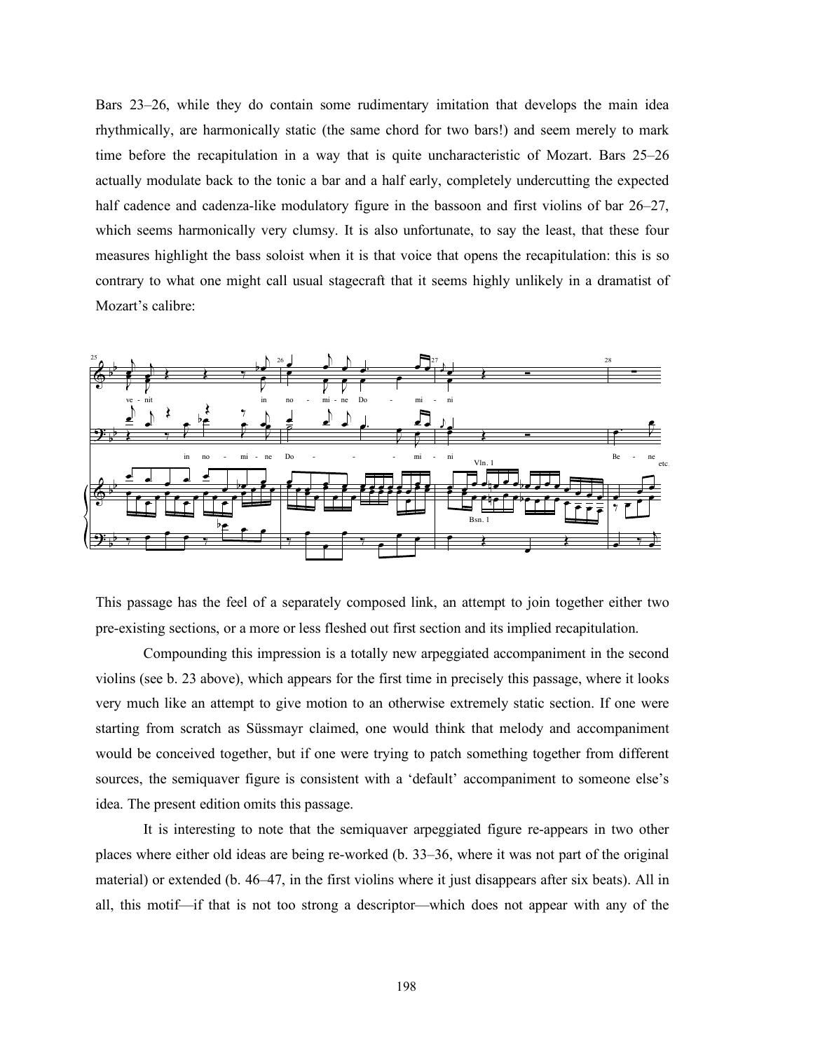Bars 23–26, while they do contain some rudimentary imitation that develops the main idea rhythmically, are harmonically static (the same chord for two bars!) and seem merely to mark time before the recapitulation in a way that is quite uncharacteristic of Mozart. Bars 25–26 actually modulate back to the tonic a bar and a half early, completely undercutting the expected half cadence and cadenza-like modulatory figure in the bassoon and first violins of bar 26–27, which seems harmonically very clumsy. It is also unfortunate, to say the least, that these four measures highlight the bass soloist when it is that voice that opens the recapitulation: this is so contrary to what one might call usual stagecraft that it seems highly unlikely in a dramatist of Mozart's calibre:

This passage has the feel of a separately composed link, an attempt to join together either two pre-existing sections, or a more or less fleshed out first section and its implied recapitulation.

Compounding this impression is a totally new arpeggiated accompaniment in the second violins (see b. 23 above), which appears for the first time in precisely this passage, where it looks very much like an attempt to give motion to an otherwise extremely static section. If one were starting from scratch as Süssmayr claimed, one would think that melody and accompaniment would be conceived together, but if one were trying to patch something together from different sources, the semiquaver figure is consistent with a 'default' accompaniment to someone else's idea. The present edition omits this passage.

It is interesting to note that the semiquaver arpeggiated figure re-appears in two other places where either old ideas are being re-worked (b. 33–36, where it was not part of the original material) or extended (b. 46–47, in the first violins where it just disappears after six beats). All in all, this motif—if that is not too strong a descriptor—which does not appear with any of the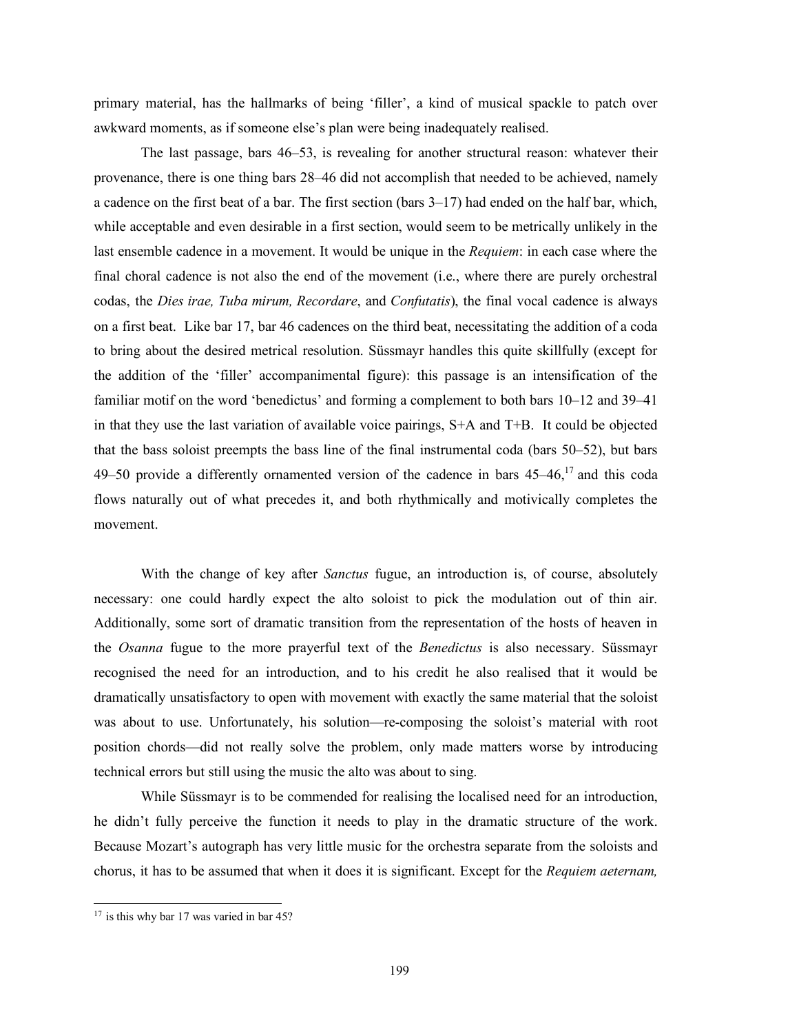primary material, has the hallmarks of being 'filler', a kind of musical spackle to patch over awkward moments, as if someone else's plan were being inadequately realised.

The last passage, bars 46–53, is revealing for another structural reason: whatever their provenance, there is one thing bars 28–46 did not accomplish that needed to be achieved, namely a cadence on the first beat of a bar. The first section (bars 3–17) had ended on the half bar, which, while acceptable and even desirable in a first section, would seem to be metrically unlikely in the last ensemble cadence in a movement. It would be unique in the *Requiem*: in each case where the final choral cadence is not also the end of the movement (i.e., where there are purely orchestral codas, the *Dies irae, Tuba mirum, Recordare*, and *Confutatis*), the final vocal cadence is always on a first beat. Like bar 17, bar 46 cadences on the third beat, necessitating the addition of a coda to bring about the desired metrical resolution. Süssmayr handles this quite skillfully (except for the addition of the 'filler' accompanimental figure): this passage is an intensification of the familiar motif on the word 'benedictus' and forming a complement to both bars 10–12 and 39–41 in that they use the last variation of available voice pairings, S+A and T+B. It could be objected that the bass soloist preempts the bass line of the final instrumental coda (bars 50–52), but bars 49–50 provide a differently ornamented version of the cadence in bars 45–46,[17] and this coda flows naturally out of what precedes it, and both rhythmically and motivically completes the movement.

With the change of key after *Sanctus* fugue, an introduction is, of course, absolutely necessary: one could hardly expect the alto soloist to pick the modulation out of thin air. Additionally, some sort of dramatic transition from the representation of the hosts of heaven in the *Osanna* fugue to the more prayerful text of the *Benedictus* is also necessary. Süssmayr recognised the need for an introduction, and to his credit he also realised that it would be dramatically unsatisfactory to open with movement with exactly the same material that the soloist was about to use. Unfortunately, his solution—re-composing the soloist's material with root position chords—did not really solve the problem, only made matters worse by introducing technical errors but still using the music the alto was about to sing.

While Süssmayr is to be commended for realising the localised need for an introduction, he didn't fully perceive the function it needs to play in the dramatic structure of the work. Because Mozart's autograph has very little music for the orchestra separate from the soloists and chorus, it has to be assumed that when it does it is significant. Except for the *Requiem aeternam,*

[17] is this why bar 17 was varied in bar 45?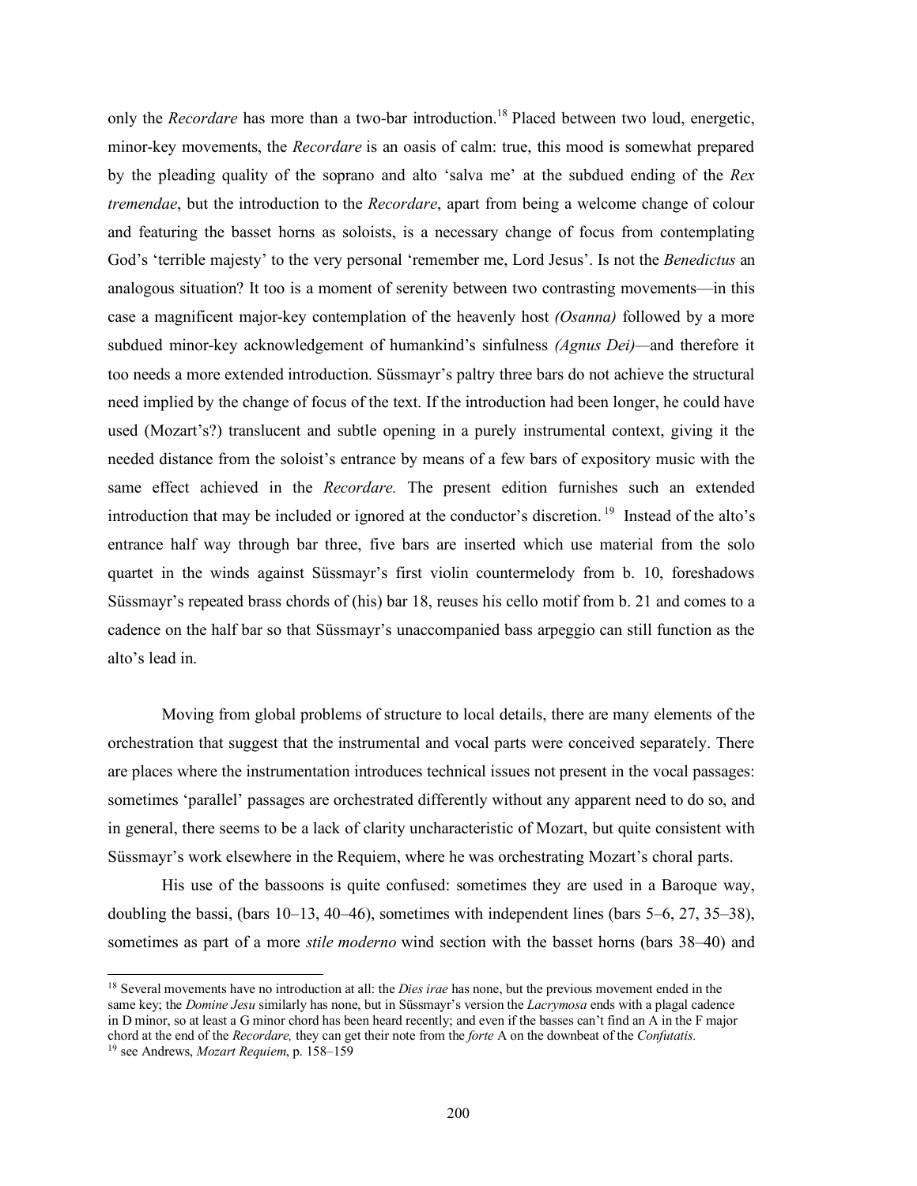only the *Recordare* has more than a two-bar introduction.[18] Placed between two loud, energetic, minor-key movements, the *Recordare* is an oasis of calm: true, this mood is somewhat prepared by the pleading quality of the soprano and alto 'salva me' at the subdued ending of the *Rex tremendae*, but the introduction to the *Recordare*, apart from being a welcome change of colour and featuring the basset horns as soloists, is a necessary change of focus from contemplating God's 'terrible majesty' to the very personal 'remember me, Lord Jesus'. Is not the *Benedictus* an analogous situation? It too is a moment of serenity between two contrasting movements—in this case a magnificent major-key contemplation of the heavenly host *(Osanna)* followed by a more subdued minor-key acknowledgement of humankind's sinfulness *(Agnus Dei)*—and therefore it too needs a more extended introduction. Süssmayr's paltry three bars do not achieve the structural need implied by the change of focus of the text. If the introduction had been longer, he could have used (Mozart's?) translucent and subtle opening in a purely instrumental context, giving it the needed distance from the soloist's entrance by means of a few bars of expository music with the same effect achieved in the *Recordare.* The present edition furnishes such an extended introduction that may be included or ignored at the conductor's discretion.[19] Instead of the alto's entrance half way through bar three, five bars are inserted which use material from the solo quartet in the winds against Süssmayr's first violin countermelody from b. 10, foreshadows Süssmayr's repeated brass chords of (his) bar 18, reuses his cello motif from b. 21 and comes to a cadence on the half bar so that Süssmayr's unaccompanied bass arpeggio can still function as the alto's lead in.

Moving from global problems of structure to local details, there are many elements of the orchestration that suggest that the instrumental and vocal parts were conceived separately. There are places where the instrumentation introduces technical issues not present in the vocal passages: sometimes 'parallel' passages are orchestrated differently without any apparent need to do so, and in general, there seems to be a lack of clarity uncharacteristic of Mozart, but quite consistent with Süssmayr's work elsewhere in the Requiem, where he was orchestrating Mozart's choral parts.

His use of the bassoons is quite confused: sometimes they are used in a Baroque way, doubling the bassi, (bars 10–13, 40–46), sometimes with independent lines (bars 5–6, 27, 35–38), sometimes as part of a more *stile moderno* wind section with the basset horns (bars 38–40) and

---

[18] Several movements have no introduction at all: the *Dies irae* has none, but the previous movement ended in the same key; the *Domine Jesu* similarly has none, but in Süssmayr's version the *Lacrymosa* ends with a plagal cadence in D minor, so at least a G minor chord has been heard recently; and even if the basses can't find an A in the F major chord at the end of the *Recordare,* they can get their note from the *forte* A on the downbeat of the *Confutatis.*

[19] see Andrews, *Mozart Requiem*, p. 158–159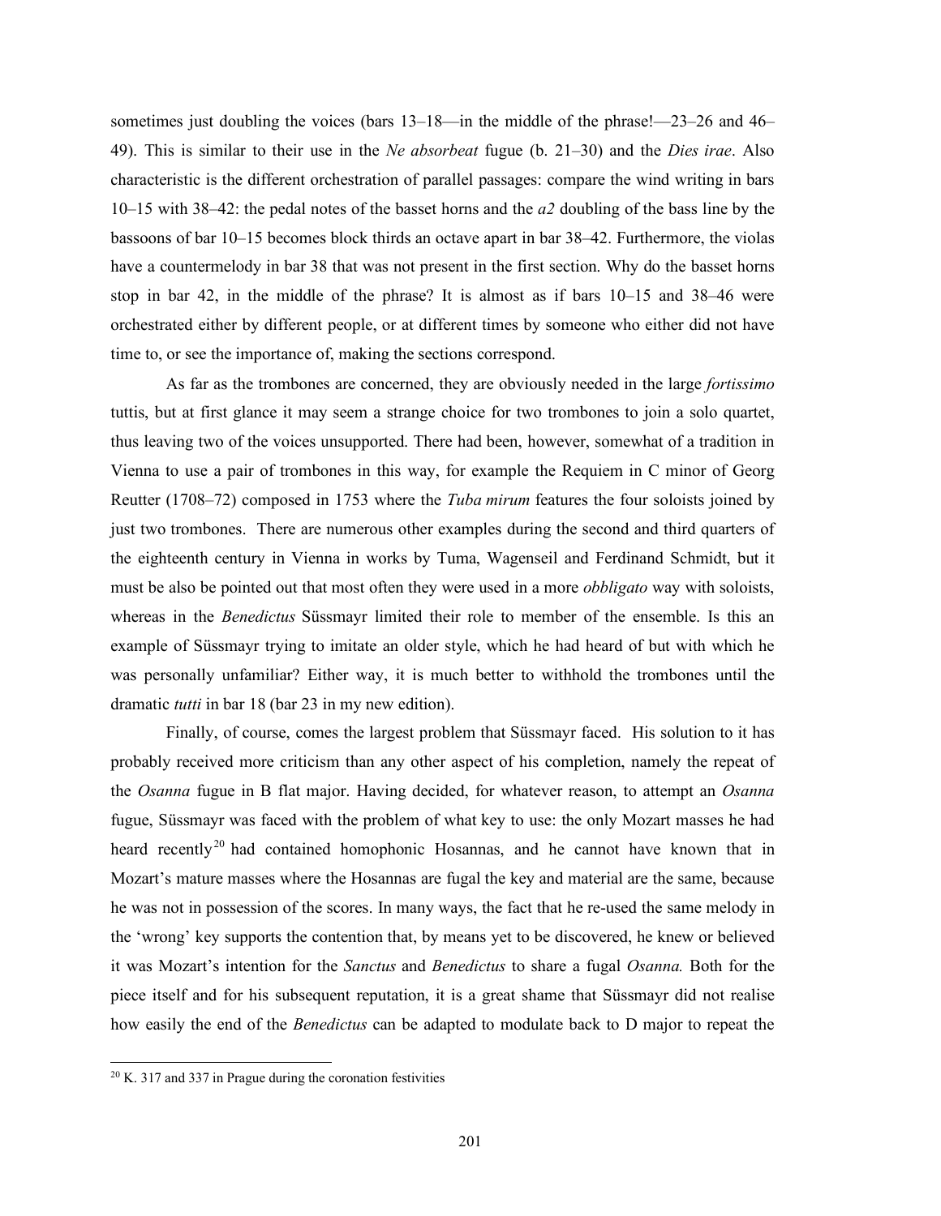sometimes just doubling the voices (bars 13–18—in the middle of the phrase!—23–26 and 46–49). This is similar to their use in the *Ne absorbeat* fugue (b. 21–30) and the *Dies irae*. Also characteristic is the different orchestration of parallel passages: compare the wind writing in bars 10–15 with 38–42: the pedal notes of the basset horns and the *a2* doubling of the bass line by the bassoons of bar 10–15 becomes block thirds an octave apart in bar 38–42. Furthermore, the violas have a countermelody in bar 38 that was not present in the first section. Why do the basset horns stop in bar 42, in the middle of the phrase? It is almost as if bars 10–15 and 38–46 were orchestrated either by different people, or at different times by someone who either did not have time to, or see the importance of, making the sections correspond.

As far as the trombones are concerned, they are obviously needed in the large *fortissimo* tuttis, but at first glance it may seem a strange choice for two trombones to join a solo quartet, thus leaving two of the voices unsupported. There had been, however, somewhat of a tradition in Vienna to use a pair of trombones in this way, for example the Requiem in C minor of Georg Reutter (1708–72) composed in 1753 where the *Tuba mirum* features the four soloists joined by just two trombones. There are numerous other examples during the second and third quarters of the eighteenth century in Vienna in works by Tuma, Wagenseil and Ferdinand Schmidt, but it must be also be pointed out that most often they were used in a more *obbligato* way with soloists, whereas in the *Benedictus* Süssmayr limited their role to member of the ensemble. Is this an example of Süssmayr trying to imitate an older style, which he had heard of but with which he was personally unfamiliar? Either way, it is much better to withhold the trombones until the dramatic *tutti* in bar 18 (bar 23 in my new edition).

Finally, of course, comes the largest problem that Süssmayr faced. His solution to it has probably received more criticism than any other aspect of his completion, namely the repeat of the *Osanna* fugue in B flat major. Having decided, for whatever reason, to attempt an *Osanna* fugue, Süssmayr was faced with the problem of what key to use: the only Mozart masses he had heard recently[20] had contained homophonic Hosannas, and he cannot have known that in Mozart's mature masses where the Hosannas are fugal the key and material are the same, because he was not in possession of the scores. In many ways, the fact that he re-used the same melody in the 'wrong' key supports the contention that, by means yet to be discovered, he knew or believed it was Mozart's intention for the *Sanctus* and *Benedictus* to share a fugal *Osanna.* Both for the piece itself and for his subsequent reputation, it is a great shame that Süssmayr did not realise how easily the end of the *Benedictus* can be adapted to modulate back to D major to repeat the

[20] K. 317 and 337 in Prague during the coronation festivities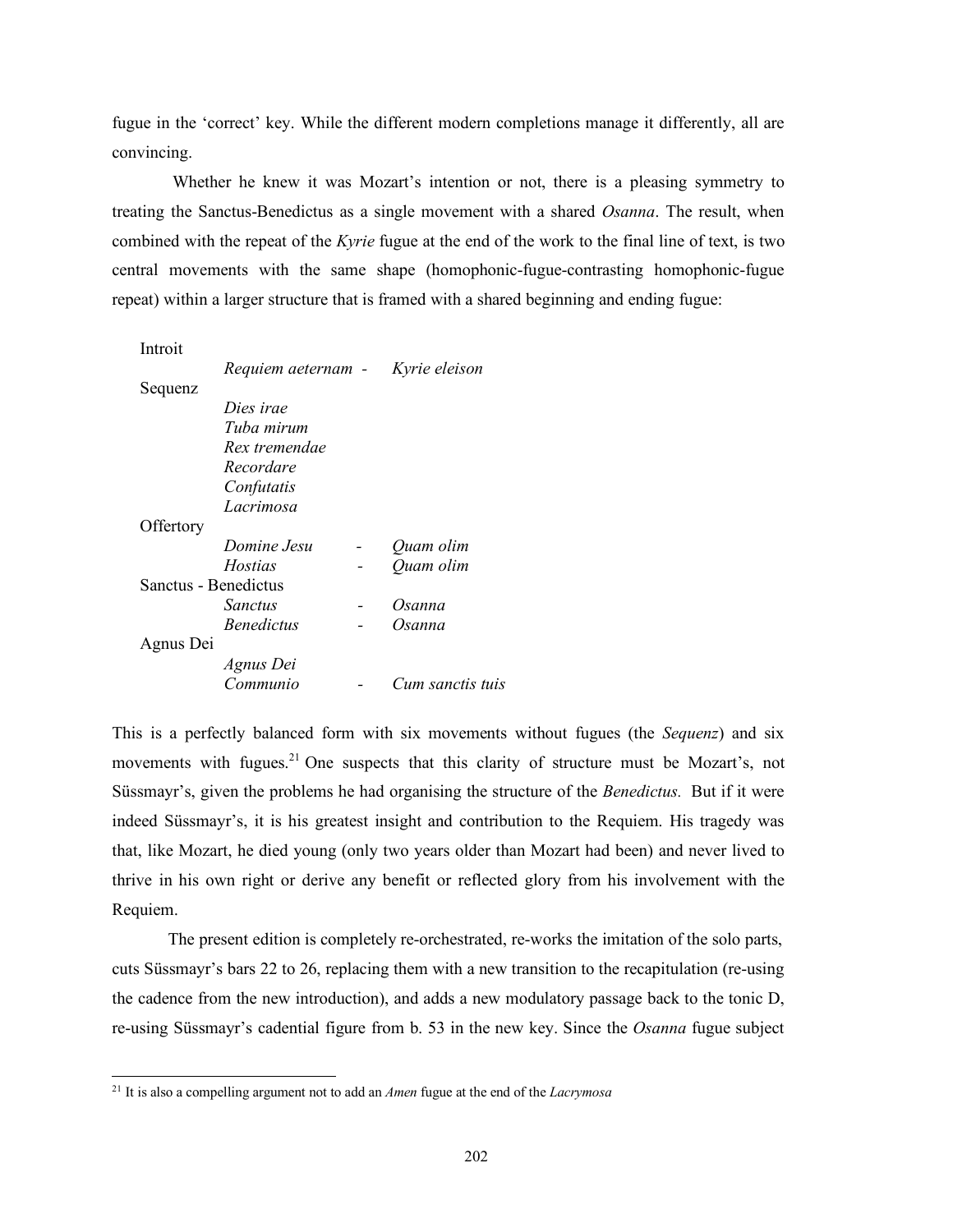fugue in the 'correct' key. While the different modern completions manage it differently, all are convincing.

Whether he knew it was Mozart's intention or not, there is a pleasing symmetry to treating the Sanctus-Benedictus as a single movement with a shared *Osanna*. The result, when combined with the repeat of the *Kyrie* fugue at the end of the work to the final line of text, is two central movements with the same shape (homophonic-fugue-contrasting homophonic-fugue repeat) within a larger structure that is framed with a shared beginning and ending fugue:

Introit
- *Requiem aeternam* - *Kyrie eleison*

Sequenz
- *Dies irae*
- *Tuba mirum*
- *Rex tremendae*
- *Recordare*
- *Confutatis*
- *Lacrimosa*

Offertory
- *Domine Jesu* - *Quam olim*
- *Hostias* - *Quam olim*

Sanctus - Benedictus
- *Sanctus* - *Osanna*
- *Benedictus* - *Osanna*

Agnus Dei
- *Agnus Dei*
- *Communio* - *Cum sanctis tuis*

This is a perfectly balanced form with six movements without fugues (the *Sequenz*) and six movements with fugues.[21] One suspects that this clarity of structure must be Mozart's, not Süssmayr's, given the problems he had organising the structure of the *Benedictus.* But if it were indeed Süssmayr's, it is his greatest insight and contribution to the Requiem. His tragedy was that, like Mozart, he died young (only two years older than Mozart had been) and never lived to thrive in his own right or derive any benefit or reflected glory from his involvement with the Requiem.

The present edition is completely re-orchestrated, re-works the imitation of the solo parts, cuts Süssmayr's bars 22 to 26, replacing them with a new transition to the recapitulation (re-using the cadence from the new introduction), and adds a new modulatory passage back to the tonic D, re-using Süssmayr's cadential figure from b. 53 in the new key. Since the *Osanna* fugue subject

---

[21] It is also a compelling argument not to add an *Amen* fugue at the end of the *Lacrymosa*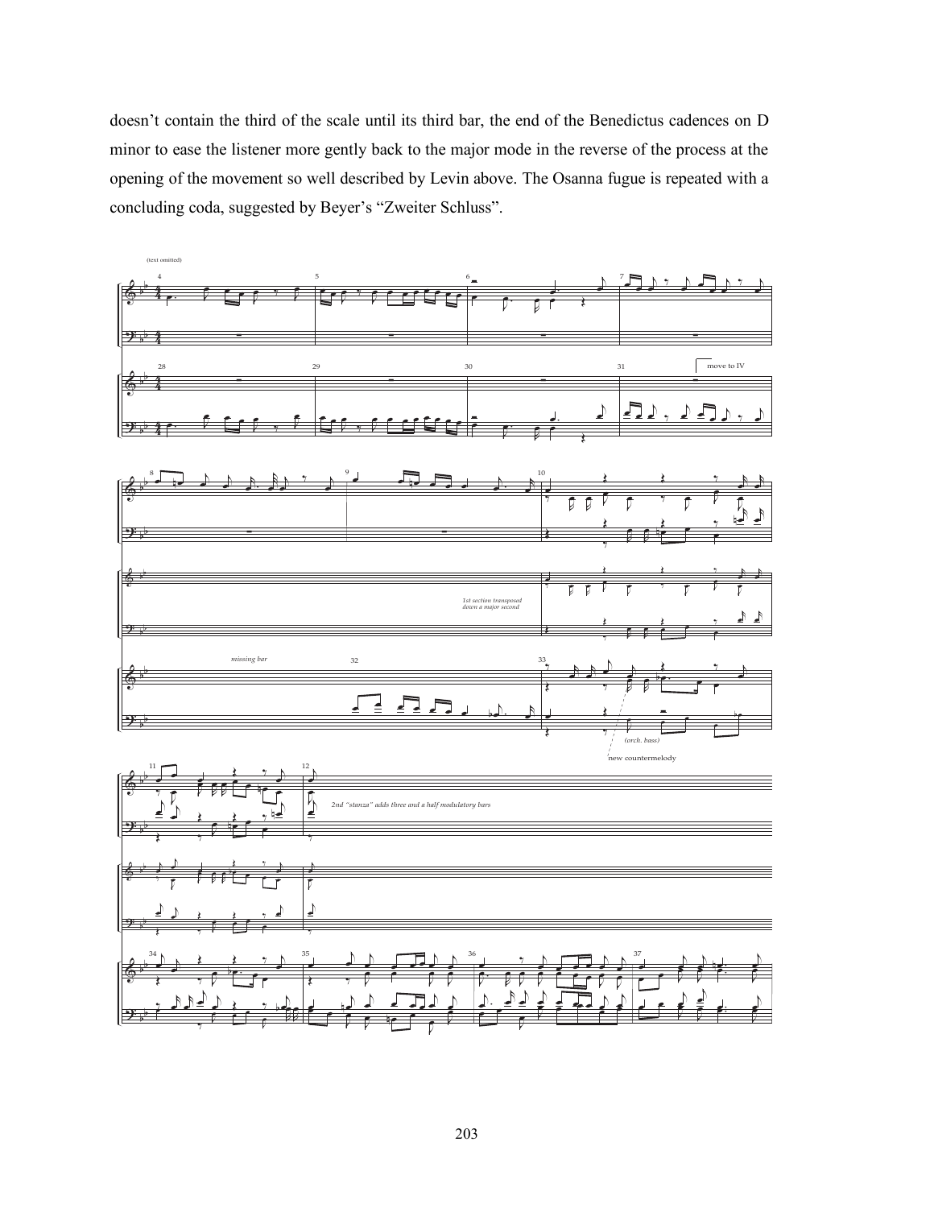doesn't contain the third of the scale until its third bar, the end of the Benedictus cadences on D minor to ease the listener more gently back to the major mode in the reverse of the process at the opening of the movement so well described by Levin above. The Osanna fugue is repeated with a concluding coda, suggested by Beyer's "Zweiter Schluss".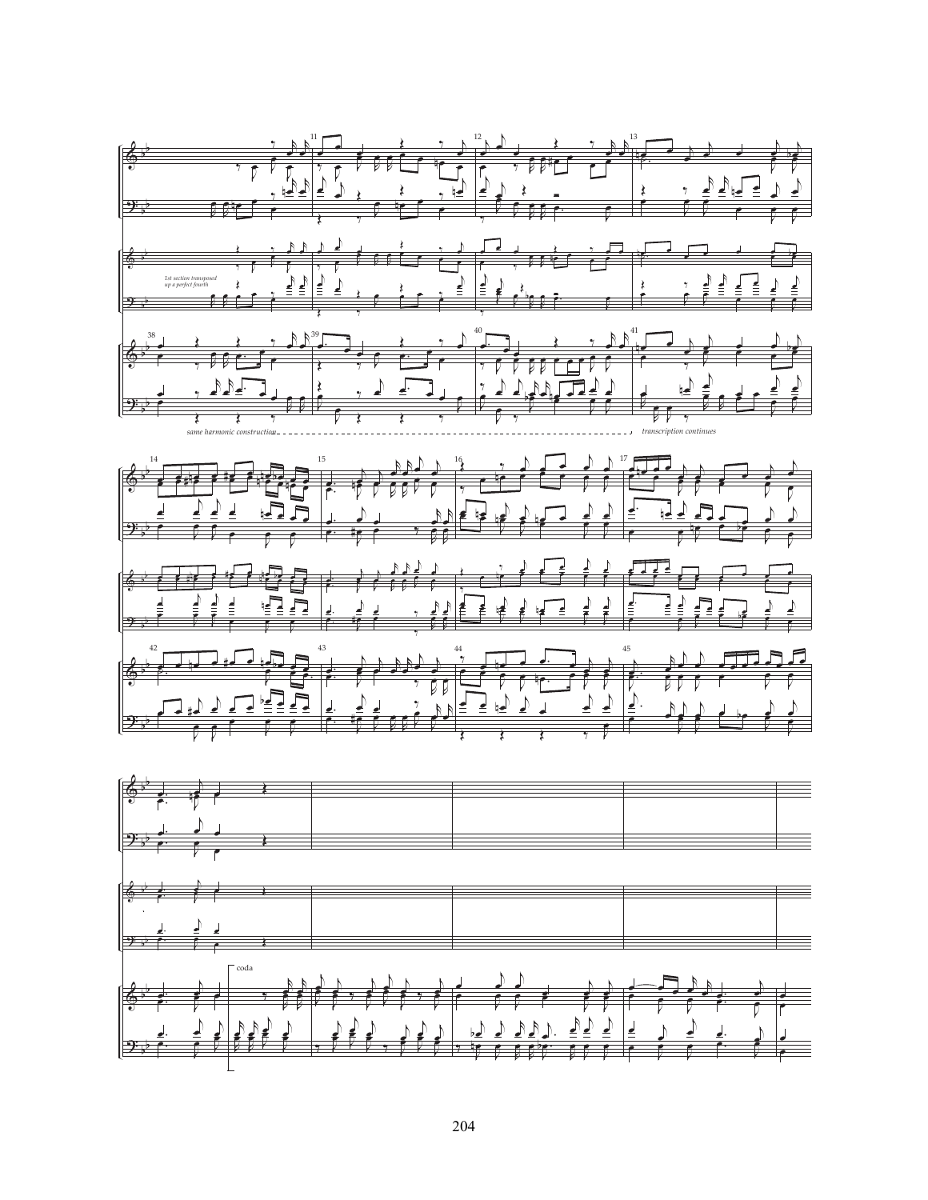1st section transposed up a perfect fourth

same harmonic construction

transcription continues

coda